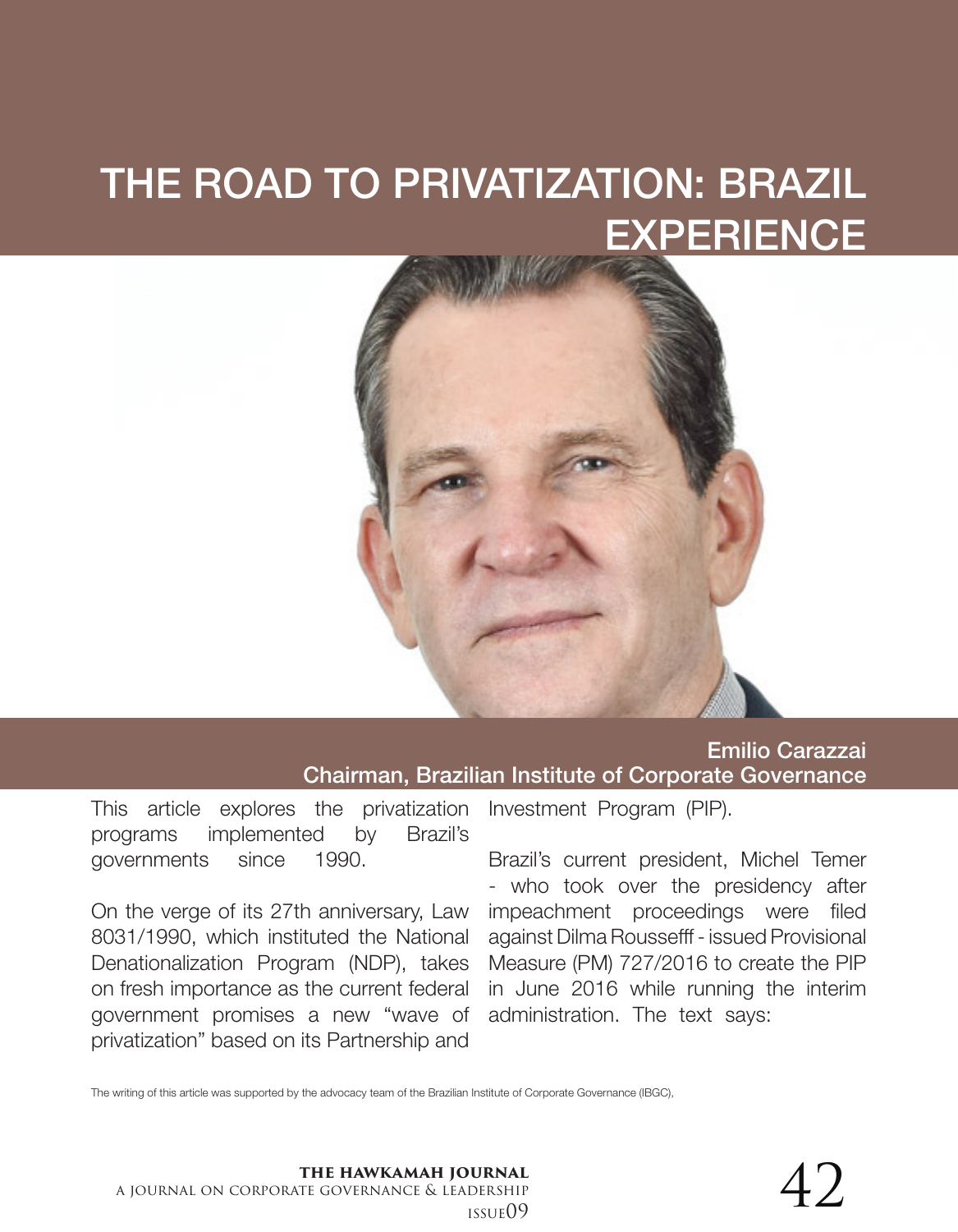# THE ROAD TO PRIVATIZATION: BRAZIL EXPERIENCE

**Emilio Carazzai**
**Chairman, Brazilian Institute of Corporate Governance**

This article explores the privatization programs implemented by Brazil's governments since 1990.

On the verge of its 27th anniversary, Law 8031/1990, which instituted the National Denationalization Program (NDP), takes on fresh importance as the current federal government promises a new "wave of privatization" based on its Partnership and Investment Program (PIP).

Brazil's current president, Michel Temer - who took over the presidency after impeachment proceedings were filed against Dilma Rousseff - issued Provisional Measure (PM) 727/2016 to create the PIP in June 2016 while running the interim administration. The text says:

The writing of this article was supported by the advocacy team of the Brazilian Institute of Corporate Governance (IBGC),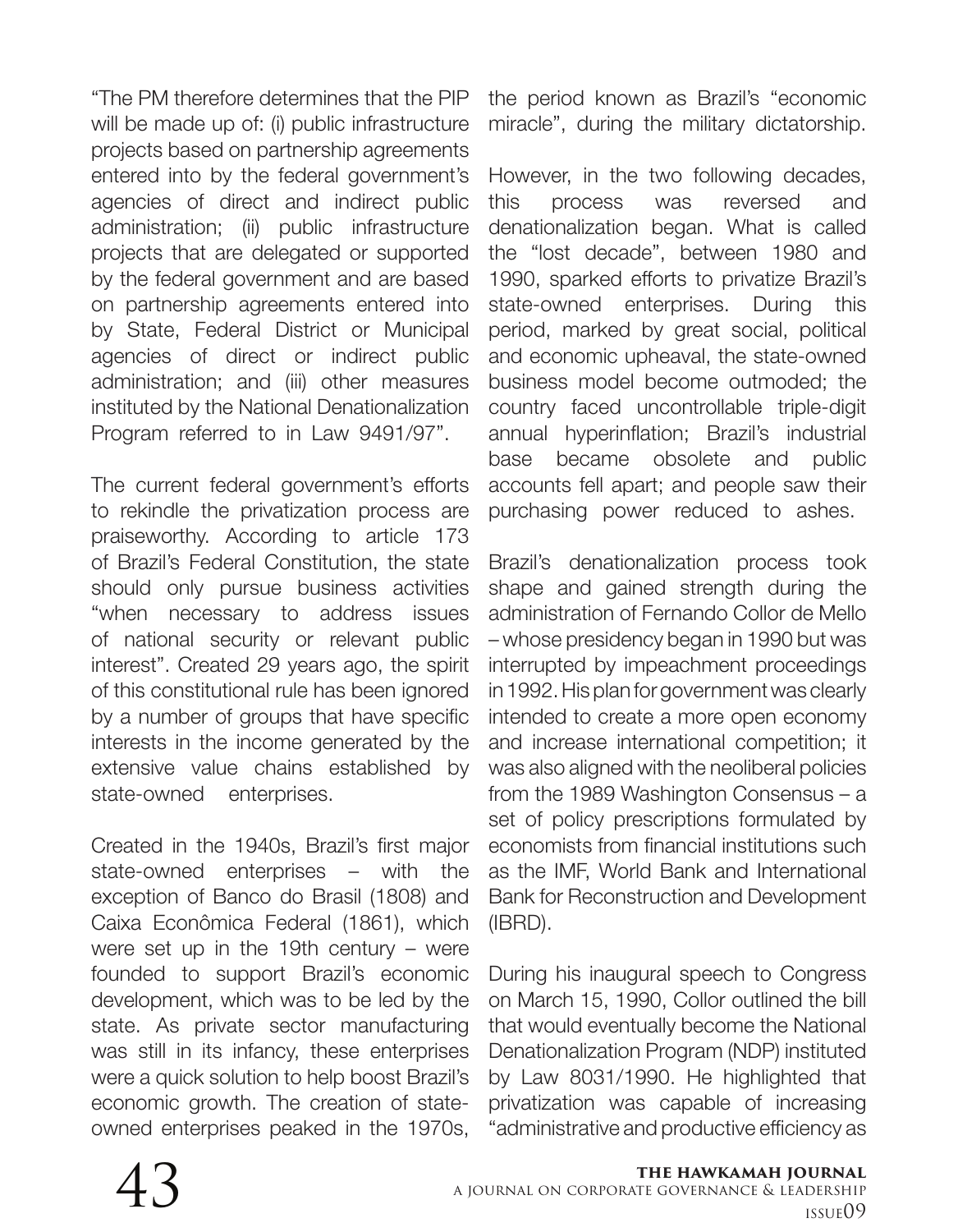"The PM therefore determines that the PIP will be made up of: (i) public infrastructure projects based on partnership agreements entered into by the federal government's agencies of direct and indirect public administration; (ii) public infrastructure projects that are delegated or supported by the federal government and are based on partnership agreements entered into by State, Federal District or Municipal agencies of direct or indirect public administration; and (iii) other measures instituted by the National Denationalization Program referred to in Law 9491/97".

The current federal government's efforts to rekindle the privatization process are praiseworthy. According to article 173 of Brazil's Federal Constitution, the state should only pursue business activities "when necessary to address issues of national security or relevant public interest". Created 29 years ago, the spirit of this constitutional rule has been ignored by a number of groups that have specific interests in the income generated by the extensive value chains established by state-owned enterprises.

Created in the 1940s, Brazil's first major state-owned enterprises – with the exception of Banco do Brasil (1808) and Caixa Econômica Federal (1861), which were set up in the 19th century – were founded to support Brazil's economic development, which was to be led by the state. As private sector manufacturing was still in its infancy, these enterprises were a quick solution to help boost Brazil's economic growth. The creation of state-owned enterprises peaked in the 1970s, the period known as Brazil's "economic miracle", during the military dictatorship.

However, in the two following decades, this process was reversed and denationalization began. What is called the "lost decade", between 1980 and 1990, sparked efforts to privatize Brazil's state-owned enterprises. During this period, marked by great social, political and economic upheaval, the state-owned business model become outmoded; the country faced uncontrollable triple-digit annual hyperinflation; Brazil's industrial base became obsolete and public accounts fell apart; and people saw their purchasing power reduced to ashes.

Brazil's denationalization process took shape and gained strength during the administration of Fernando Collor de Mello – whose presidency began in 1990 but was interrupted by impeachment proceedings in 1992. His plan for government was clearly intended to create a more open economy and increase international competition; it was also aligned with the neoliberal policies from the 1989 Washington Consensus – a set of policy prescriptions formulated by economists from financial institutions such as the IMF, World Bank and International Bank for Reconstruction and Development (IBRD).

During his inaugural speech to Congress on March 15, 1990, Collor outlined the bill that would eventually become the National Denationalization Program (NDP) instituted by Law 8031/1990. He highlighted that privatization was capable of increasing "administrative and productive efficiency as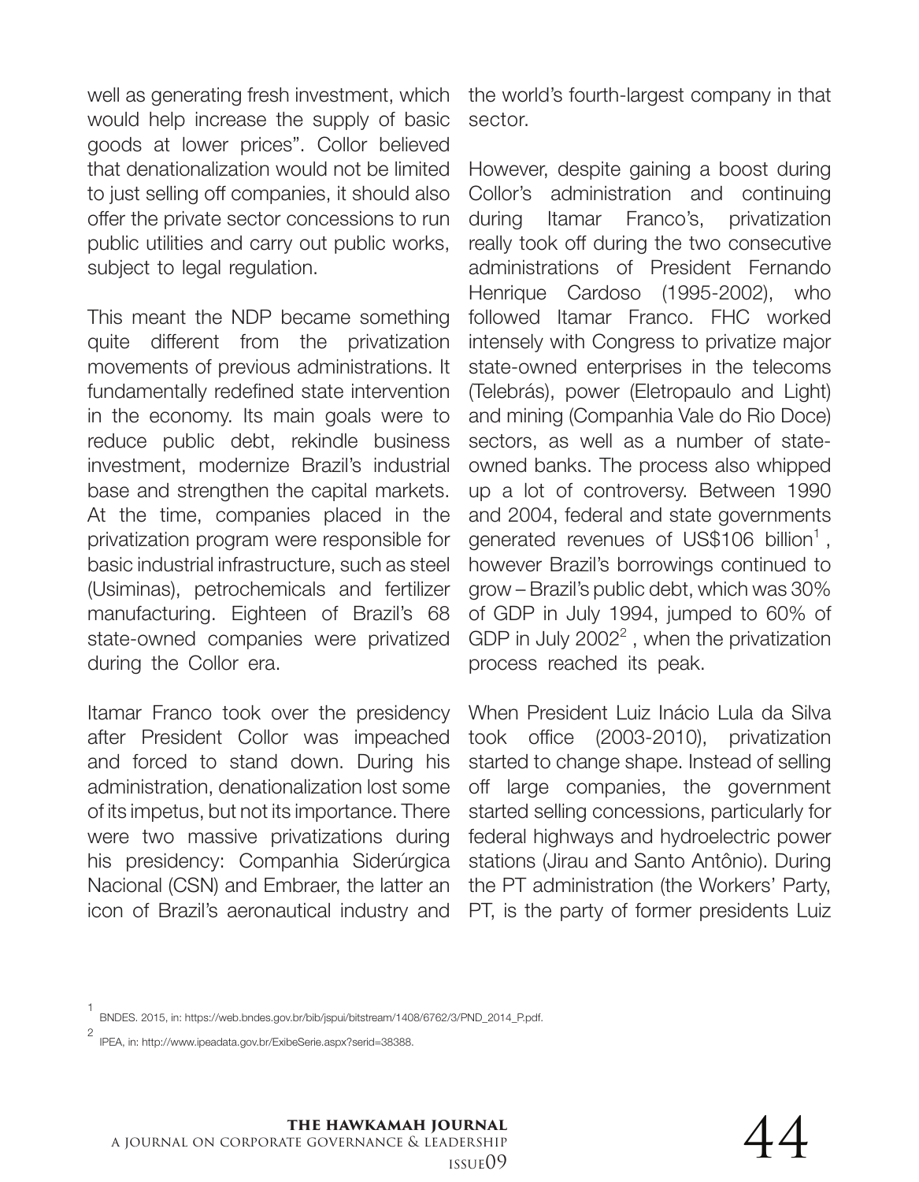well as generating fresh investment, which would help increase the supply of basic goods at lower prices". Collor believed that denationalization would not be limited to just selling off companies, it should also offer the private sector concessions to run public utilities and carry out public works, subject to legal regulation.

This meant the NDP became something quite different from the privatization movements of previous administrations. It fundamentally redefined state intervention in the economy. Its main goals were to reduce public debt, rekindle business investment, modernize Brazil's industrial base and strengthen the capital markets. At the time, companies placed in the privatization program were responsible for basic industrial infrastructure, such as steel (Usiminas), petrochemicals and fertilizer manufacturing. Eighteen of Brazil's 68 state-owned companies were privatized during the Collor era.

Itamar Franco took over the presidency after President Collor was impeached and forced to stand down. During his administration, denationalization lost some of its impetus, but not its importance. There were two massive privatizations during his presidency: Companhia Siderúrgica Nacional (CSN) and Embraer, the latter an icon of Brazil's aeronautical industry and the world's fourth-largest company in that sector.

However, despite gaining a boost during Collor's administration and continuing during Itamar Franco's, privatization really took off during the two consecutive administrations of President Fernando Henrique Cardoso (1995-2002), who followed Itamar Franco. FHC worked intensely with Congress to privatize major state-owned enterprises in the telecoms (Telebrás), power (Eletropaulo and Light) and mining (Companhia Vale do Rio Doce) sectors, as well as a number of state-owned banks. The process also whipped up a lot of controversy. Between 1990 and 2004, federal and state governments generated revenues of US$106 billion[1], however Brazil's borrowings continued to grow – Brazil's public debt, which was 30% of GDP in July 1994, jumped to 60% of GDP in July 2002[2], when the privatization process reached its peak.

When President Luiz Inácio Lula da Silva took office (2003-2010), privatization started to change shape. Instead of selling off large companies, the government started selling concessions, particularly for federal highways and hydroelectric power stations (Jirau and Santo Antônio). During the PT administration (the Workers' Party, PT, is the party of former presidents Luiz

[1] BNDES. 2015, in: https://web.bndes.gov.br/bib/jspui/bitstream/1408/6762/3/PND_2014_P.pdf.

[2] IPEA, in: http://www.ipeadata.gov.br/ExibeSerie.aspx?serid=38388.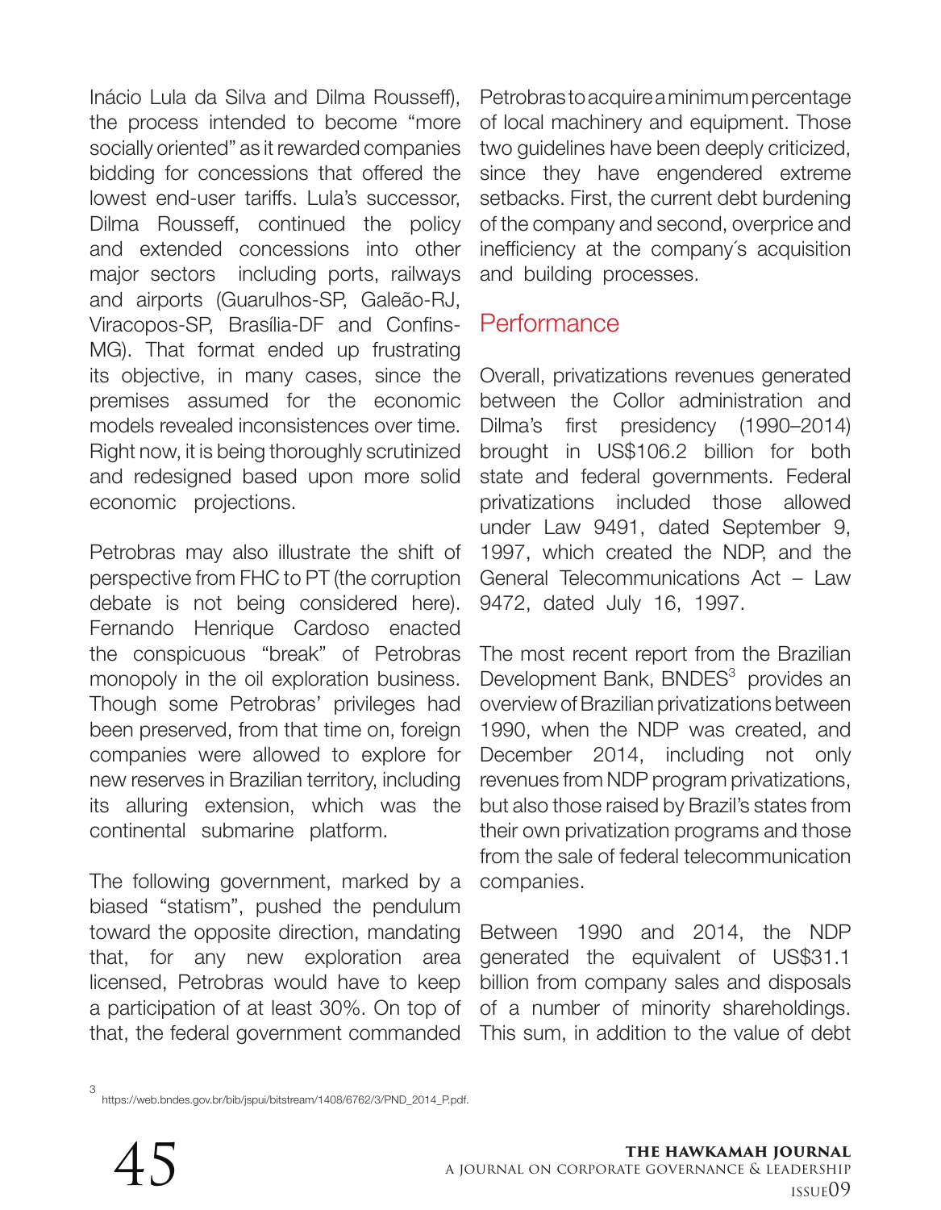Inácio Lula da Silva and Dilma Rousseff), the process intended to become "more socially oriented" as it rewarded companies bidding for concessions that offered the lowest end-user tariffs. Lula's successor, Dilma Rousseff, continued the policy and extended concessions into other major sectors including ports, railways and airports (Guarulhos-SP, Galeão-RJ, Viracopos-SP, Brasília-DF and Confins-MG). That format ended up frustrating its objective, in many cases, since the premises assumed for the economic models revealed inconsistences over time. Right now, it is being thoroughly scrutinized and redesigned based upon more solid economic projections.

Petrobras may also illustrate the shift of perspective from FHC to PT (the corruption debate is not being considered here). Fernando Henrique Cardoso enacted the conspicuous "break" of Petrobras monopoly in the oil exploration business. Though some Petrobras' privileges had been preserved, from that time on, foreign companies were allowed to explore for new reserves in Brazilian territory, including its alluring extension, which was the continental submarine platform.

The following government, marked by a biased "statism", pushed the pendulum toward the opposite direction, mandating that, for any new exploration area licensed, Petrobras would have to keep a participation of at least 30%. On top of that, the federal government commanded Petrobras to acquire a minimum percentage of local machinery and equipment. Those two guidelines have been deeply criticized, since they have engendered extreme setbacks. First, the current debt burdening of the company and second, overprice and inefficiency at the company´s acquisition and building processes.

## Performance

Overall, privatizations revenues generated between the Collor administration and Dilma's first presidency (1990–2014) brought in US$106.2 billion for both state and federal governments. Federal privatizations included those allowed under Law 9491, dated September 9, 1997, which created the NDP, and the General Telecommunications Act – Law 9472, dated July 16, 1997.

The most recent report from the Brazilian Development Bank, BNDES[3] provides an overview of Brazilian privatizations between 1990, when the NDP was created, and December 2014, including not only revenues from NDP program privatizations, but also those raised by Brazil's states from their own privatization programs and those from the sale of federal telecommunication companies.

Between 1990 and 2014, the NDP generated the equivalent of US$31.1 billion from company sales and disposals of a number of minority shareholdings. This sum, in addition to the value of debt

[3] https://web.bndes.gov.br/bib/jspui/bitstream/1408/6762/3/PND_2014_P.pdf.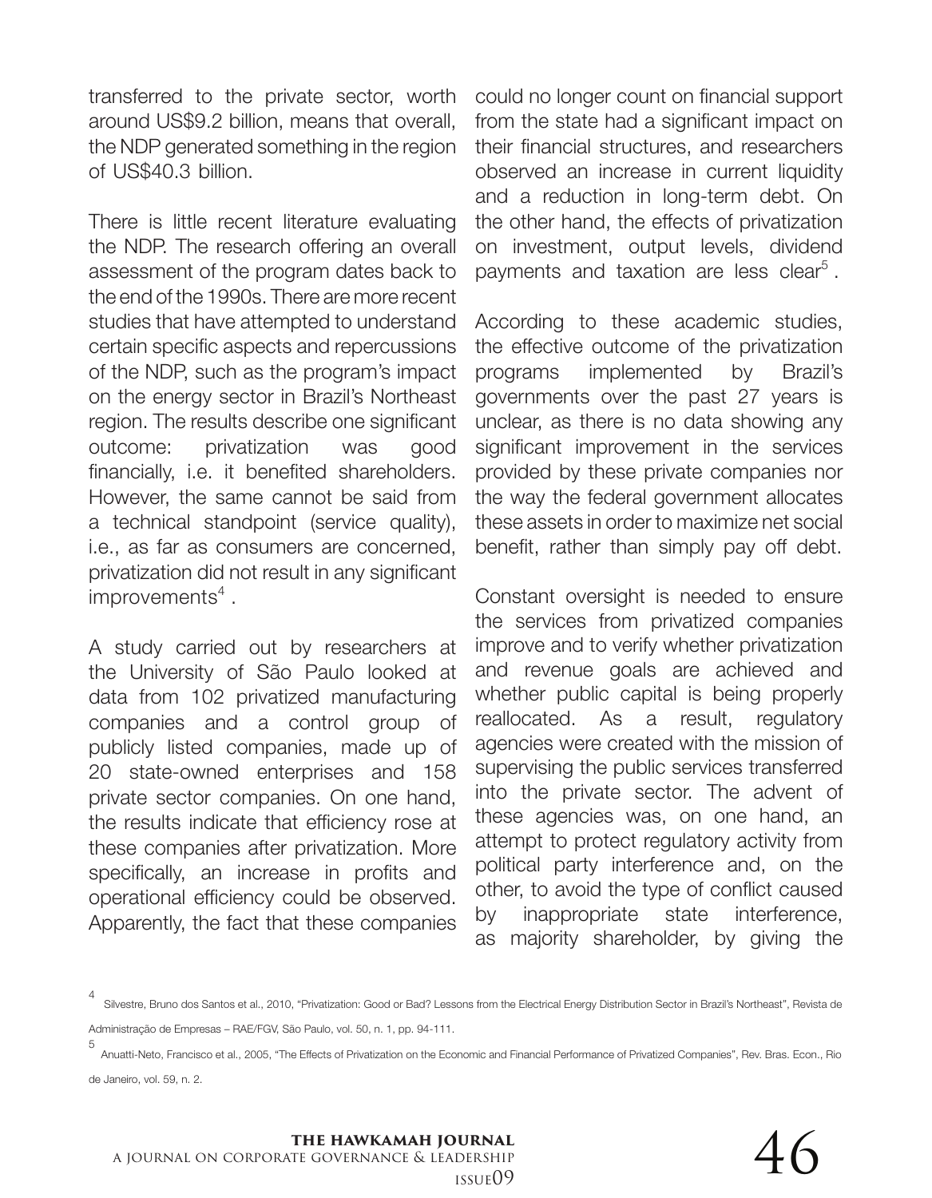transferred to the private sector, worth around US$9.2 billion, means that overall, the NDP generated something in the region of US$40.3 billion.

There is little recent literature evaluating the NDP. The research offering an overall assessment of the program dates back to the end of the 1990s. There are more recent studies that have attempted to understand certain specific aspects and repercussions of the NDP, such as the program's impact on the energy sector in Brazil's Northeast region. The results describe one significant outcome: privatization was good financially, i.e. it benefited shareholders. However, the same cannot be said from a technical standpoint (service quality), i.e., as far as consumers are concerned, privatization did not result in any significant improvements[4].

A study carried out by researchers at the University of São Paulo looked at data from 102 privatized manufacturing companies and a control group of publicly listed companies, made up of 20 state-owned enterprises and 158 private sector companies. On one hand, the results indicate that efficiency rose at these companies after privatization. More specifically, an increase in profits and operational efficiency could be observed. Apparently, the fact that these companies could no longer count on financial support from the state had a significant impact on their financial structures, and researchers observed an increase in current liquidity and a reduction in long-term debt. On the other hand, the effects of privatization on investment, output levels, dividend payments and taxation are less clear[5].

According to these academic studies, the effective outcome of the privatization programs implemented by Brazil's governments over the past 27 years is unclear, as there is no data showing any significant improvement in the services provided by these private companies nor the way the federal government allocates these assets in order to maximize net social benefit, rather than simply pay off debt.

Constant oversight is needed to ensure the services from privatized companies improve and to verify whether privatization and revenue goals are achieved and whether public capital is being properly reallocated. As a result, regulatory agencies were created with the mission of supervising the public services transferred into the private sector. The advent of these agencies was, on one hand, an attempt to protect regulatory activity from political party interference and, on the other, to avoid the type of conflict caused by inappropriate state interference, as majority shareholder, by giving the

[4] Silvestre, Bruno dos Santos et al., 2010, "Privatization: Good or Bad? Lessons from the Electrical Energy Distribution Sector in Brazil's Northeast", Revista de Administração de Empresas – RAE/FGV, São Paulo, vol. 50, n. 1, pp. 94-111.

[5] Anuatti-Neto, Francisco et al., 2005, "The Effects of Privatization on the Economic and Financial Performance of Privatized Companies", Rev. Bras. Econ., Rio de Janeiro, vol. 59, n. 2.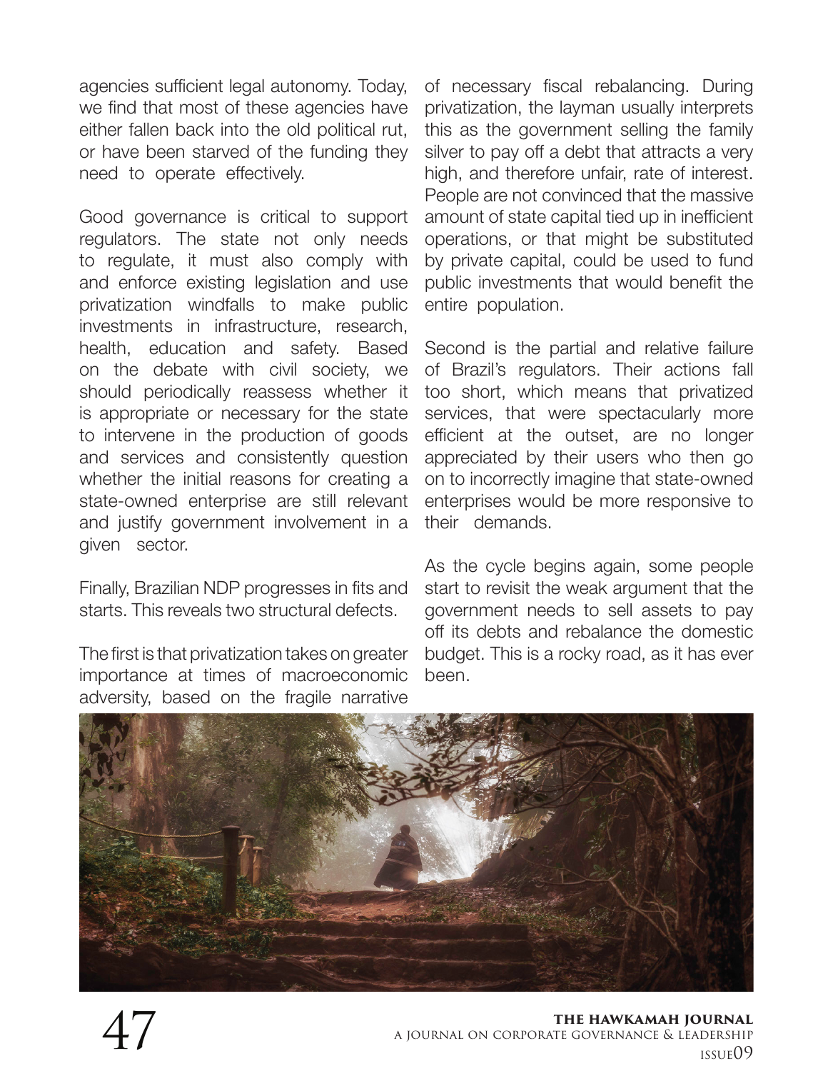agencies sufficient legal autonomy. Today, we find that most of these agencies have either fallen back into the old political rut, or have been starved of the funding they need to operate effectively.

Good governance is critical to support regulators. The state not only needs to regulate, it must also comply with and enforce existing legislation and use privatization windfalls to make public investments in infrastructure, research, health, education and safety. Based on the debate with civil society, we should periodically reassess whether it is appropriate or necessary for the state to intervene in the production of goods and services and consistently question whether the initial reasons for creating a state-owned enterprise are still relevant and justify government involvement in a given sector.

Finally, Brazilian NDP progresses in fits and starts. This reveals two structural defects.

The first is that privatization takes on greater importance at times of macroeconomic adversity, based on the fragile narrative of necessary fiscal rebalancing. During privatization, the layman usually interprets this as the government selling the family silver to pay off a debt that attracts a very high, and therefore unfair, rate of interest. People are not convinced that the massive amount of state capital tied up in inefficient operations, or that might be substituted by private capital, could be used to fund public investments that would benefit the entire population.

Second is the partial and relative failure of Brazil's regulators. Their actions fall too short, which means that privatized services, that were spectacularly more efficient at the outset, are no longer appreciated by their users who then go on to incorrectly imagine that state-owned enterprises would be more responsive to their demands.

As the cycle begins again, some people start to revisit the weak argument that the government needs to sell assets to pay off its debts and rebalance the domestic budget. This is a rocky road, as it has ever been.